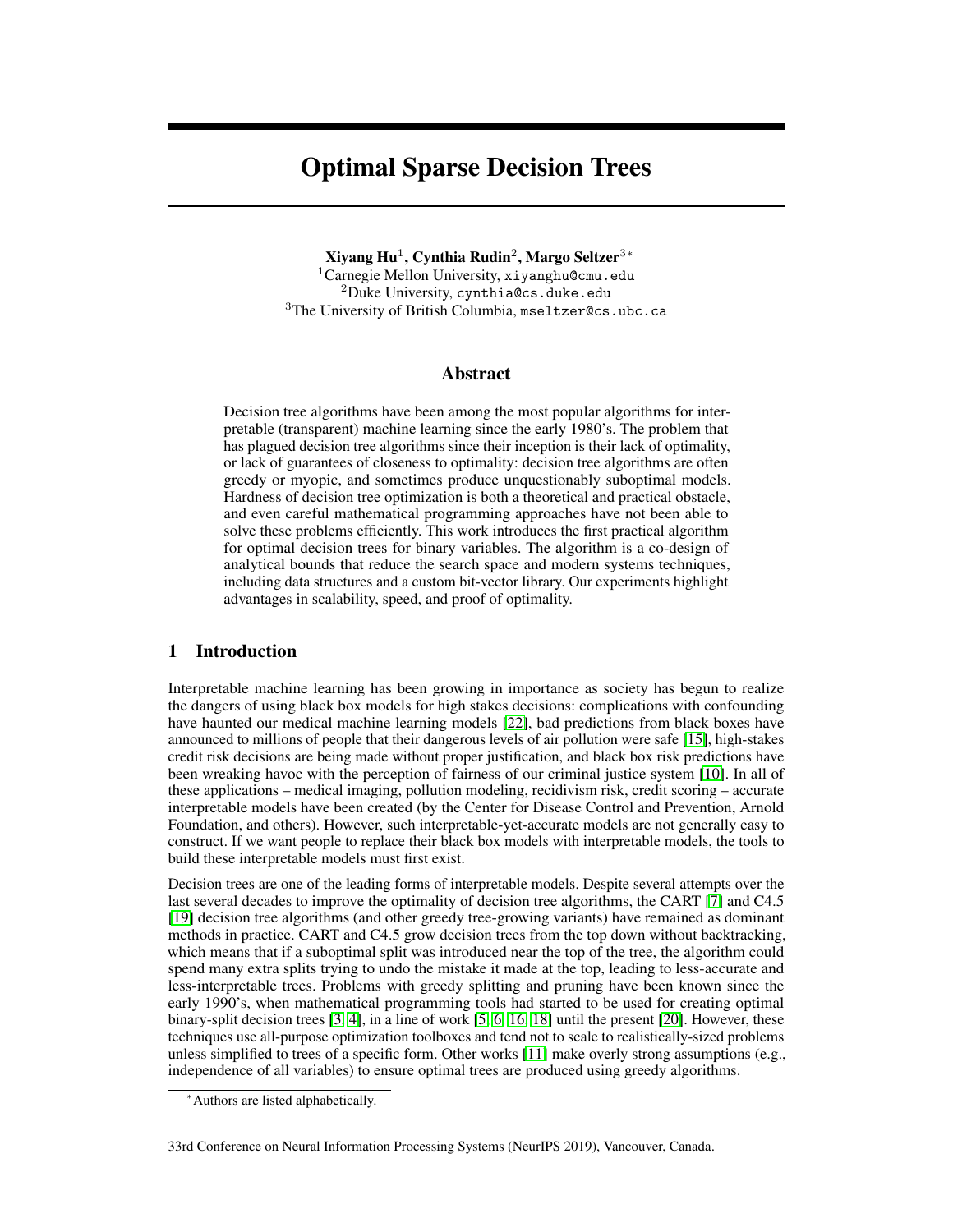# Optimal Sparse Decision Trees

**Xiyang Hu**[1], **Cynthia Rudin**[2], **Margo Seltzer**[3]*

[1]Carnegie Mellon University, xiyanghu@cmu.edu
[2]Duke University, cynthia@cs.duke.edu
[3]The University of British Columbia, mseltzer@cs.ubc.ca

## Abstract

Decision tree algorithms have been among the most popular algorithms for interpretable (transparent) machine learning since the early 1980's. The problem that has plagued decision tree algorithms since their inception is their lack of optimality, or lack of guarantees of closeness to optimality: decision tree algorithms are often greedy or myopic, and sometimes produce unquestionably suboptimal models. Hardness of decision tree optimization is both a theoretical and practical obstacle, and even careful mathematical programming approaches have not been able to solve these problems efficiently. This work introduces the first practical algorithm for optimal decision trees for binary variables. The algorithm is a co-design of analytical bounds that reduce the search space and modern systems techniques, including data structures and a custom bit-vector library. Our experiments highlight advantages in scalability, speed, and proof of optimality.

## 1 Introduction

Interpretable machine learning has been growing in importance as society has begun to realize the dangers of using black box models for high stakes decisions: complications with confounding have haunted our medical machine learning models [22], bad predictions from black boxes have announced to millions of people that their dangerous levels of air pollution were safe [15], high-stakes credit risk decisions are being made without proper justification, and black box risk predictions have been wreaking havoc with the perception of fairness of our criminal justice system [10]. In all of these applications – medical imaging, pollution modeling, recidivism risk, credit scoring – accurate interpretable models have been created (by the Center for Disease Control and Prevention, Arnold Foundation, and others). However, such interpretable-yet-accurate models are not generally easy to construct. If we want people to replace their black box models with interpretable models, the tools to build these interpretable models must first exist.

Decision trees are one of the leading forms of interpretable models. Despite several attempts over the last several decades to improve the optimality of decision tree algorithms, the CART [7] and C4.5 [19] decision tree algorithms (and other greedy tree-growing variants) have remained as dominant methods in practice. CART and C4.5 grow decision trees from the top down without backtracking, which means that if a suboptimal split was introduced near the top of the tree, the algorithm could spend many extra splits trying to undo the mistake it made at the top, leading to less-accurate and less-interpretable trees. Problems with greedy splitting and pruning have been known since the early 1990's, when mathematical programming tools had started to be used for creating optimal binary-split decision trees [3, 4], in a line of work [5, 6, 16, 18] until the present [20]. However, these techniques use all-purpose optimization toolboxes and tend not to scale to realistically-sized problems unless simplified to trees of a specific form. Other works [11] make overly strong assumptions (e.g., independence of all variables) to ensure optimal trees are produced using greedy algorithms.

*Authors are listed alphabetically.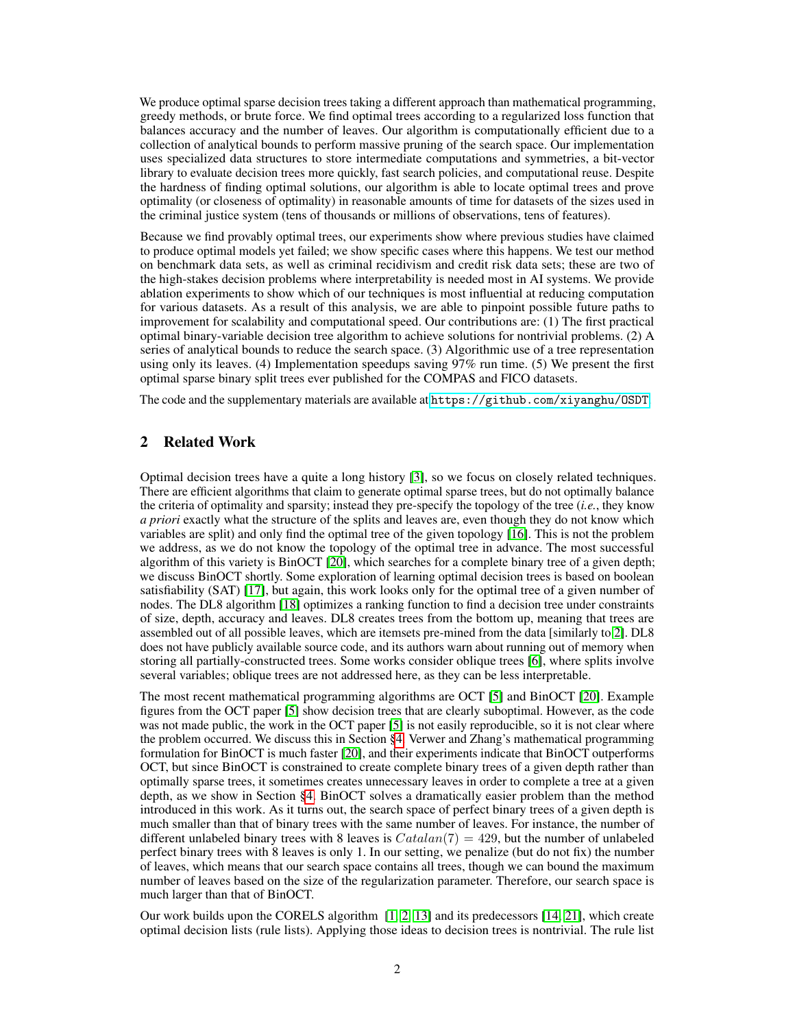We produce optimal sparse decision trees taking a different approach than mathematical programming, greedy methods, or brute force. We find optimal trees according to a regularized loss function that balances accuracy and the number of leaves. Our algorithm is computationally efficient due to a collection of analytical bounds to perform massive pruning of the search space. Our implementation uses specialized data structures to store intermediate computations and symmetries, a bit-vector library to evaluate decision trees more quickly, fast search policies, and computational reuse. Despite the hardness of finding optimal solutions, our algorithm is able to locate optimal trees and prove optimality (or closeness of optimality) in reasonable amounts of time for datasets of the sizes used in the criminal justice system (tens of thousands or millions of observations, tens of features).

Because we find provably optimal trees, our experiments show where previous studies have claimed to produce optimal models yet failed; we show specific cases where this happens. We test our method on benchmark data sets, as well as criminal recidivism and credit risk data sets; these are two of the high-stakes decision problems where interpretability is needed most in AI systems. We provide ablation experiments to show which of our techniques is most influential at reducing computation for various datasets. As a result of this analysis, we are able to pinpoint possible future paths to improvement for scalability and computational speed. Our contributions are: (1) The first practical optimal binary-variable decision tree algorithm to achieve solutions for nontrivial problems. (2) A series of analytical bounds to reduce the search space. (3) Algorithmic use of a tree representation using only its leaves. (4) Implementation speedups saving 97% run time. (5) We present the first optimal sparse binary split trees ever published for the COMPAS and FICO datasets.

The code and the supplementary materials are available at `https://github.com/xiyanghu/OSDT`.

## 2 Related Work

Optimal decision trees have a quite a long history [3], so we focus on closely related techniques. There are efficient algorithms that claim to generate optimal sparse trees, but do not optimally balance the criteria of optimality and sparsity; instead they pre-specify the topology of the tree (*i.e.*, they know *a priori* exactly what the structure of the splits and leaves are, even though they do not know which variables are split) and only find the optimal tree of the given topology [16]. This is not the problem we address, as we do not know the topology of the optimal tree in advance. The most successful algorithm of this variety is BinOCT [20], which searches for a complete binary tree of a given depth; we discuss BinOCT shortly. Some exploration of learning optimal decision trees is based on boolean satisfiability (SAT) [17], but again, this work looks only for the optimal tree of a given number of nodes. The DL8 algorithm [18] optimizes a ranking function to find a decision tree under constraints of size, depth, accuracy and leaves. DL8 creates trees from the bottom up, meaning that trees are assembled out of all possible leaves, which are itemsets pre-mined from the data [similarly to 2]. DL8 does not have publicly available source code, and its authors warn about running out of memory when storing all partially-constructed trees. Some works consider oblique trees [6], where splits involve several variables; oblique trees are not addressed here, as they can be less interpretable.

The most recent mathematical programming algorithms are OCT [5] and BinOCT [20]. Example figures from the OCT paper [5] show decision trees that are clearly suboptimal. However, as the code was not made public, the work in the OCT paper [5] is not easily reproducible, so it is not clear where the problem occurred. We discuss this in Section §4. Verwer and Zhang's mathematical programming formulation for BinOCT is much faster [20], and their experiments indicate that BinOCT outperforms OCT, but since BinOCT is constrained to create complete binary trees of a given depth rather than optimally sparse trees, it sometimes creates unnecessary leaves in order to complete a tree at a given depth, as we show in Section §4. BinOCT solves a dramatically easier problem than the method introduced in this work. As it turns out, the search space of perfect binary trees of a given depth is much smaller than that of binary trees with the same number of leaves. For instance, the number of different unlabeled binary trees with 8 leaves is $Catalan(7) = 429$, but the number of unlabeled perfect binary trees with 8 leaves is only 1. In our setting, we penalize (but do not fix) the number of leaves, which means that our search space contains all trees, though we can bound the maximum number of leaves based on the size of the regularization parameter. Therefore, our search space is much larger than that of BinOCT.

Our work builds upon the CORELS algorithm [1, 2, 13] and its predecessors [14, 21], which create optimal decision lists (rule lists). Applying those ideas to decision trees is nontrivial. The rule list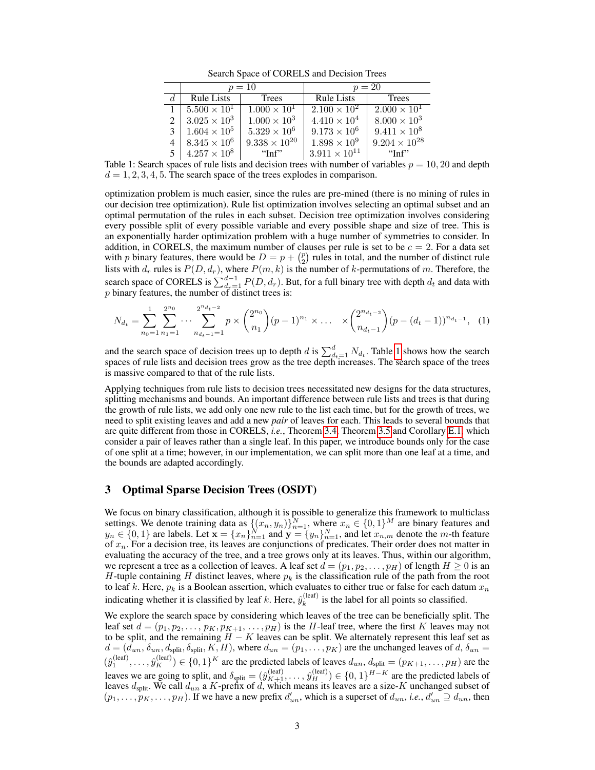Search Space of CORELS and Decision Trees

| | $p = 10$ | | $p = 20$ | |
|---|---|---|---|---|
| $d$ | Rule Lists | Trees | Rule Lists | Trees |
| 1 | $5.500 \times 10^1$ | $1.000 \times 10^1$ | $2.100 \times 10^2$ | $2.000 \times 10^1$ |
| 2 | $3.025 \times 10^3$ | $1.000 \times 10^3$ | $4.410 \times 10^4$ | $8.000 \times 10^3$ |
| 3 | $1.604 \times 10^5$ | $5.329 \times 10^6$ | $9.173 \times 10^6$ | $9.411 \times 10^8$ |
| 4 | $8.345 \times 10^6$ | $9.338 \times 10^{20}$ | $1.898 \times 10^9$ | $9.204 \times 10^{28}$ |
| 5 | $4.257 \times 10^8$ | "Inf" | $3.911 \times 10^{11}$ | "Inf" |

Table 1: Search spaces of rule lists and decision trees with number of variables $p = 10, 20$ and depth $d = 1, 2, 3, 4, 5$. The search space of the trees explodes in comparison.

optimization problem is much easier, since the rules are pre-mined (there is no mining of rules in our decision tree optimization). Rule list optimization involves selecting an optimal subset and an optimal permutation of the rules in each subset. Decision tree optimization involves considering every possible split of every possible variable and every possible shape and size of tree. This is an exponentially harder optimization problem with a huge number of symmetries to consider. In addition, in CORELS, the maximum number of clauses per rule is set to be $c = 2$. For a data set with $p$ binary features, there would be $D = p + \binom{p}{2}$ rules in total, and the number of distinct rule lists with $d_r$ rules is $P(D, d_r)$, where $P(m, k)$ is the number of $k$-permutations of $m$. Therefore, the search space of CORELS is $\sum_{d_r=1}^{d-1} P(D, d_r)$. But, for a full binary tree with depth $d_t$ and data with $p$ binary features, the number of distinct trees is:

$$N_{d_t} = \sum_{n_0=1}^{1} \sum_{n_1=1}^{2^{n_0}} \cdots \sum_{n_{d_t-1}=1}^{2^{n_{d_t-2}}} p \times \binom{2^{n_0}}{n_1} (p-1)^{n_1} \times \ldots \quad \times \binom{2^{n_{d_t-2}}}{n_{d_t-1}} (p-(d_t-1))^{n_{d_t-1}}, \quad (1)$$

and the search space of decision trees up to depth $d$ is $\sum_{d_t=1}^{d} N_{d_t}$. Table 1 shows how the search spaces of rule lists and decision trees grow as the tree depth increases. The search space of the trees is massive compared to that of the rule lists.

Applying techniques from rule lists to decision trees necessitated new designs for the data structures, splitting mechanisms and bounds. An important difference between rule lists and trees is that during the growth of rule lists, we add only one new rule to the list each time, but for the growth of trees, we need to split existing leaves and add a new *pair* of leaves for each. This leads to several bounds that are quite different from those in CORELS, *i.e.*, Theorem 3.4, Theorem 3.5 and Corollary E.1, which consider a pair of leaves rather than a single leaf. In this paper, we introduce bounds only for the case of one split at a time; however, in our implementation, we can split more than one leaf at a time, and the bounds are adapted accordingly.

## 3 Optimal Sparse Decision Trees (OSDT)

We focus on binary classification, although it is possible to generalize this framework to multiclass settings. We denote training data as $\{(x_n, y_n)\}_{n=1}^N$, where $x_n \in \{0,1\}^M$ are binary features and $y_n \in \{0,1\}$ are labels. Let $\mathbf{x} = \{x_n\}_{n=1}^N$ and $\mathbf{y} = \{y_n\}_{n=1}^N$, and let $x_{n,m}$ denote the $m$-th feature of $x_n$. For a decision tree, its leaves are conjunctions of predicates. Their order does not matter in evaluating the accuracy of the tree, and a tree grows only at its leaves. Thus, within our algorithm, we represent a tree as a collection of leaves. A leaf set $d = (p_1, p_2, \ldots, p_H)$ of length $H \geq 0$ is an $H$-tuple containing $H$ distinct leaves, where $p_k$ is the classification rule of the path from the root to leaf $k$. Here, $p_k$ is a Boolean assertion, which evaluates to either true or false for each datum $x_n$ indicating whether it is classified by leaf $k$. Here, $\hat{y}_k^{(\text{leaf})}$ is the label for all points so classified.

We explore the search space by considering which leaves of the tree can be beneficially split. The leaf set $d = (p_1, p_2, \ldots, p_K, p_{K+1}, \ldots, p_H)$ is the $H$-leaf tree, where the first $K$ leaves may not to be split, and the remaining $H - K$ leaves can be split. We alternately represent this leaf set as $d = (d_{un}, \delta_{un}, d_{\text{split}}, \delta_{\text{split}}, K, H)$, where $d_{un} = (p_1, \ldots, p_K)$ are the unchanged leaves of $d$, $\delta_{un} = (\hat{y}_1^{(\text{leaf})}, \ldots, \hat{y}_K^{(\text{leaf})}) \in \{0,1\}^K$ are the predicted labels of leaves $d_{un}$, $d_{\text{split}} = (p_{K+1}, \ldots, p_H)$ are the leaves we are going to split, and $\delta_{\text{split}} = (\hat{y}_{K+1}^{(\text{leaf})}, \ldots, \hat{y}_H^{(\text{leaf})}) \in \{0,1\}^{H-K}$ are the predicted labels of leaves $d_{\text{split}}$. We call $d_{un}$ a $K$-prefix of $d$, which means its leaves are a size-$K$ unchanged subset of $(p_1, \ldots, p_K, \ldots, p_H)$. If we have a new prefix $d'_{un}$, which is a superset of $d_{un}$, *i.e.*, $d'_{un} \supseteq d_{un}$, then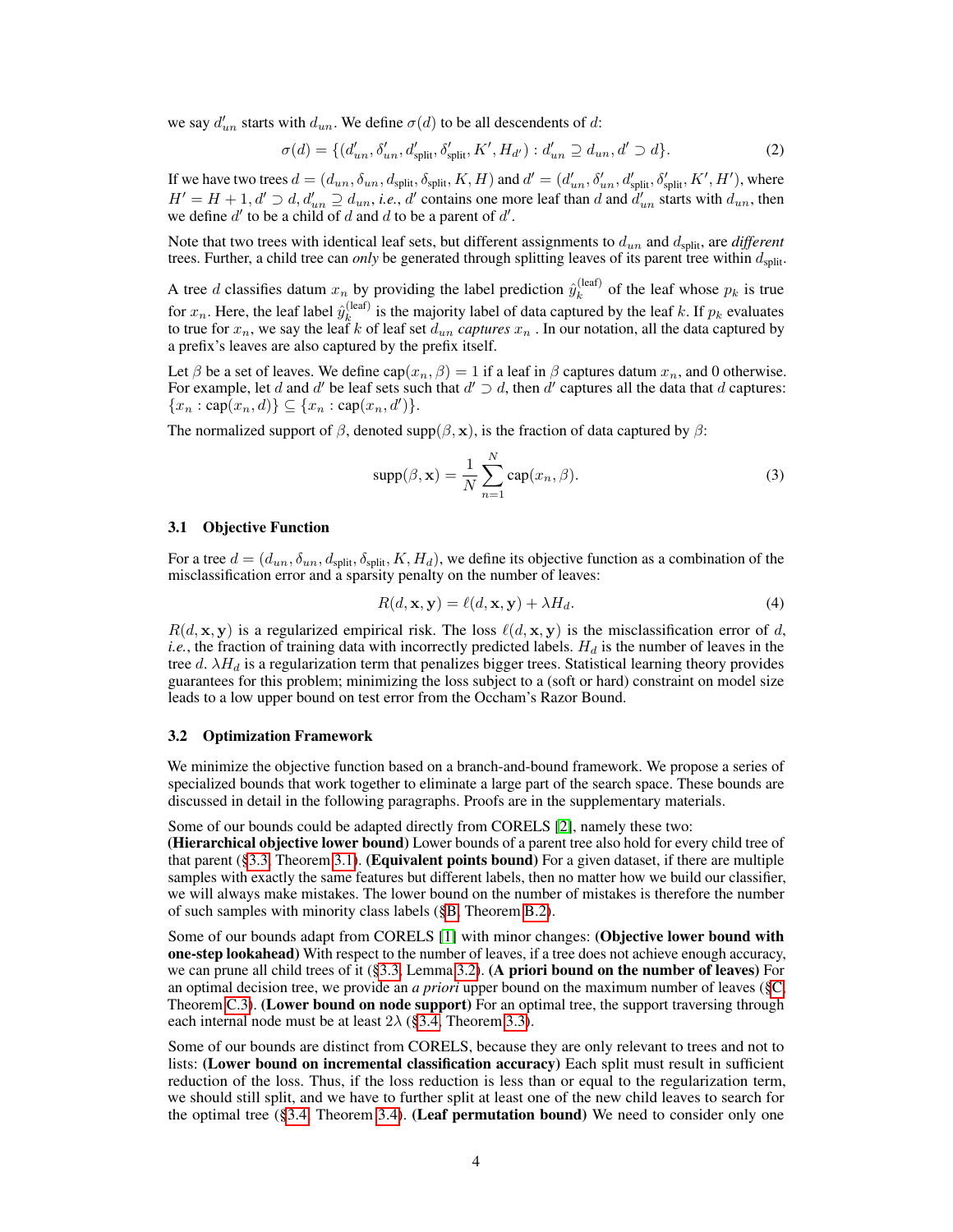we say $d'_{un}$ starts with $d_{un}$. We define $\sigma(d)$ to be all descendents of $d$:

$$\sigma(d) = \{(d'_{un}, \delta'_{un}, d'_{\text{split}}, \delta'_{\text{split}}, K', H_{d'}) : d'_{un} \supseteq d_{un}, d' \supset d\}. \tag{2}$$

If we have two trees $d = (d_{un}, \delta_{un}, d_{\text{split}}, \delta_{\text{split}}, K, H)$ and $d' = (d'_{un}, \delta'_{un}, d'_{\text{split}}, \delta'_{\text{split}}, K', H')$, where $H' = H + 1$, $d' \supset d$, $d'_{un} \supseteq d_{un}$, *i.e.*, $d'$ contains one more leaf than $d$ and $d'_{un}$ starts with $d_{un}$, then we define $d'$ to be a child of $d$ and $d$ to be a parent of $d'$.

Note that two trees with identical leaf sets, but different assignments to $d_{un}$ and $d_{\text{split}}$, are *different* trees. Further, a child tree can *only* be generated through splitting leaves of its parent tree within $d_{\text{split}}$.

A tree $d$ classifies datum $x_n$ by providing the label prediction $\hat{y}_k^{(\text{leaf})}$ of the leaf whose $p_k$ is true for $x_n$. Here, the leaf label $\hat{y}_k^{(\text{leaf})}$ is the majority label of data captured by the leaf $k$. If $p_k$ evaluates to true for $x_n$, we say the leaf $k$ of leaf set $d_{un}$ *captures* $x_n$ . In our notation, all the data captured by a prefix's leaves are also captured by the prefix itself.

Let $\beta$ be a set of leaves. We define $\text{cap}(x_n, \beta) = 1$ if a leaf in $\beta$ captures datum $x_n$, and 0 otherwise. For example, let $d$ and $d'$ be leaf sets such that $d' \supset d$, then $d'$ captures all the data that $d$ captures: $\{x_n : \text{cap}(x_n, d)\} \subseteq \{x_n : \text{cap}(x_n, d')\}$.

The normalized support of $\beta$, denoted $\text{supp}(\beta, \mathbf{x})$, is the fraction of data captured by $\beta$:

$$\text{supp}(\beta, \mathbf{x}) = \frac{1}{N} \sum_{n=1}^{N} \text{cap}(x_n, \beta). \tag{3}$$

### 3.1 Objective Function

For a tree $d = (d_{un}, \delta_{un}, d_{\text{split}}, \delta_{\text{split}}, K, H_d)$, we define its objective function as a combination of the misclassification error and a sparsity penalty on the number of leaves:

$$R(d, \mathbf{x}, \mathbf{y}) = \ell(d, \mathbf{x}, \mathbf{y}) + \lambda H_d. \tag{4}$$

$R(d, \mathbf{x}, \mathbf{y})$ is a regularized empirical risk. The loss $\ell(d, \mathbf{x}, \mathbf{y})$ is the misclassification error of $d$, *i.e.*, the fraction of training data with incorrectly predicted labels. $H_d$ is the number of leaves in the tree $d$. $\lambda H_d$ is a regularization term that penalizes bigger trees. Statistical learning theory provides guarantees for this problem; minimizing the loss subject to a (soft or hard) constraint on model size leads to a low upper bound on test error from the Occham's Razor Bound.

### 3.2 Optimization Framework

We minimize the objective function based on a branch-and-bound framework. We propose a series of specialized bounds that work together to eliminate a large part of the search space. These bounds are discussed in detail in the following paragraphs. Proofs are in the supplementary materials.

Some of our bounds could be adapted directly from CORELS [2], namely these two:
**(Hierarchical objective lower bound)** Lower bounds of a parent tree also hold for every child tree of that parent (§3.3, Theorem 3.1). **(Equivalent points bound)** For a given dataset, if there are multiple samples with exactly the same features but different labels, then no matter how we build our classifier, we will always make mistakes. The lower bound on the number of mistakes is therefore the number of such samples with minority class labels (§B, Theorem B.2).

Some of our bounds adapt from CORELS [1] with minor changes: **(Objective lower bound with one-step lookahead)** With respect to the number of leaves, if a tree does not achieve enough accuracy, we can prune all child trees of it (§3.3, Lemma 3.2). **(A priori bound on the number of leaves)** For an optimal decision tree, we provide an *a priori* upper bound on the maximum number of leaves (§C, Theorem C.3). **(Lower bound on node support)** For an optimal tree, the support traversing through each internal node must be at least $2\lambda$ (§3.4, Theorem 3.3).

Some of our bounds are distinct from CORELS, because they are only relevant to trees and not to lists: **(Lower bound on incremental classification accuracy)** Each split must result in sufficient reduction of the loss. Thus, if the loss reduction is less than or equal to the regularization term, we should still split, and we have to further split at least one of the new child leaves to search for the optimal tree (§3.4, Theorem 3.4). **(Leaf permutation bound)** We need to consider only one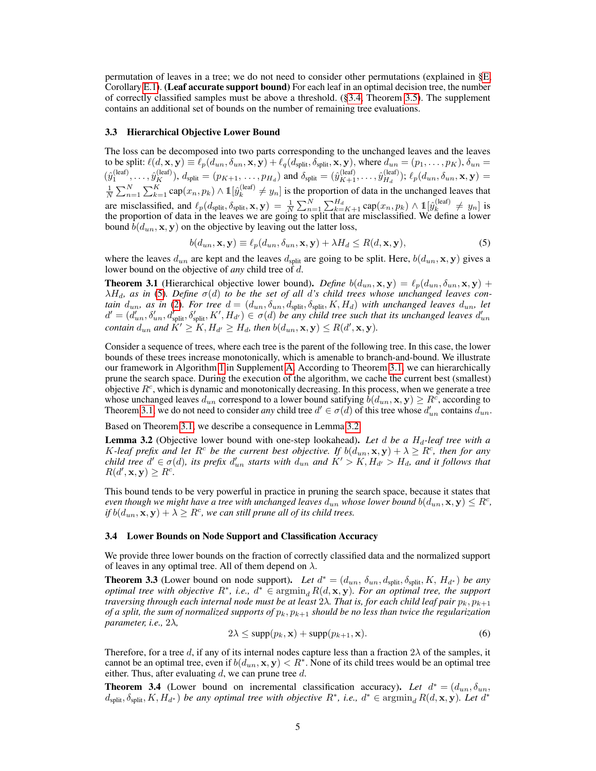permutation of leaves in a tree; we do not need to consider other permutations (explained in §E, Corollary E.1). **(Leaf accurate support bound)** For each leaf in an optimal decision tree, the number of correctly classified samples must be above a threshold. (§3.4, Theorem 3.5). The supplement contains an additional set of bounds on the number of remaining tree evaluations.

### 3.3 Hierarchical Objective Lower Bound

The loss can be decomposed into two parts corresponding to the unchanged leaves and the leaves to be split: $\ell(d, \mathbf{x}, \mathbf{y}) \equiv \ell_p(d_{un}, \delta_{un}, \mathbf{x}, \mathbf{y}) + \ell_q(d_{\text{split}}, \delta_{\text{split}}, \mathbf{x}, \mathbf{y})$, where $d_{un} = (p_1, \ldots, p_K)$, $\delta_{un} = (\hat{y}_1^{(\text{leaf})}, \ldots, \hat{y}_K^{(\text{leaf})})$, $d_{\text{split}} = (p_{K+1}, \ldots, p_{H_d})$ and $\delta_{\text{split}} = (\hat{y}_{K+1}^{(\text{leaf})}, \ldots, \hat{y}_{H_d}^{(\text{leaf})})$; $\ell_p(d_{un}, \delta_{un}, \mathbf{x}, \mathbf{y}) = \frac{1}{N}\sum_{n=1}^{N}\sum_{k=1}^{K} \text{cap}(x_n, p_k) \wedge \mathbb{1}[\hat{y}_k^{(\text{leaf})} \neq y_n]$ is the proportion of data in the unchanged leaves that are misclassified, and $\ell_p(d_{\text{split}}, \delta_{\text{split}}, \mathbf{x}, \mathbf{y}) = \frac{1}{N}\sum_{n=1}^{N}\sum_{k=K+1}^{H_d} \text{cap}(x_n, p_k) \wedge \mathbb{1}[\hat{y}_k^{(\text{leaf})} \neq y_n]$ is the proportion of data in the leaves we are going to split that are misclassified. We define a lower bound $b(d_{un}, \mathbf{x}, \mathbf{y})$ on the objective by leaving out the latter loss,

$$b(d_{un}, \mathbf{x}, \mathbf{y}) \equiv \ell_p(d_{un}, \delta_{un}, \mathbf{x}, \mathbf{y}) + \lambda H_d \leq R(d, \mathbf{x}, \mathbf{y}), \tag{5}$$

where the leaves $d_{un}$ are kept and the leaves $d_{\text{split}}$ are going to be split. Here, $b(d_{un}, \mathbf{x}, \mathbf{y})$ gives a lower bound on the objective of *any* child tree of $d$.

**Theorem 3.1** (Hierarchical objective lower bound). *Define $b(d_{un}, \mathbf{x}, \mathbf{y}) = \ell_p(d_{un}, \delta_{un}, \mathbf{x}, \mathbf{y}) + \lambda H_d$, as in (5). Define $\sigma(d)$ to be the set of all $d$'s child trees whose unchanged leaves contain $d_{un}$, as in (2). For tree $d = (d_{un}, \delta_{un}, d_{\text{split}}, \delta_{\text{split}}, K, H_d)$ with unchanged leaves $d_{un}$, let $d' = (d'_{un}, \delta'_{un}, d'_{\text{split}}, \delta'_{\text{split}}, K', H_{d'}) \in \sigma(d)$ be any child tree such that its unchanged leaves $d'_{un}$ contain $d_{un}$ and $K' \geq K, H_{d'} \geq H_d$, then $b(d_{un}, \mathbf{x}, \mathbf{y}) \leq R(d', \mathbf{x}, \mathbf{y})$.*

Consider a sequence of trees, where each tree is the parent of the following tree. In this case, the lower bounds of these trees increase monotonically, which is amenable to branch-and-bound. We illustrate our framework in Algorithm 1 in Supplement A. According to Theorem 3.1, we can hierarchically prune the search space. During the execution of the algorithm, we cache the current best (smallest) objective $R^c$, which is dynamic and monotonically decreasing. In this process, when we generate a tree whose unchanged leaves $d_{un}$ correspond to a lower bound satifying $b(d_{un}, \mathbf{x}, \mathbf{y}) \geq R^c$, according to Theorem 3.1, we do not need to consider *any* child tree $d' \in \sigma(d)$ of this tree whose $d'_{un}$ contains $d_{un}$.

Based on Theorem 3.1, we describe a consequence in Lemma 3.2.

**Lemma 3.2** (Objective lower bound with one-step lookahead). *Let $d$ be a $H_d$-leaf tree with a $K$-leaf prefix and let $R^c$ be the current best objective. If $b(d_{un}, \mathbf{x}, \mathbf{y}) + \lambda \geq R^c$, then for any child tree $d' \in \sigma(d)$, its prefix $d'_{un}$ starts with $d_{un}$ and $K' > K, H_{d'} > H_d$, and it follows that $R(d', \mathbf{x}, \mathbf{y}) \geq R^c$.*

This bound tends to be very powerful in practice in pruning the search space, because it states that *even though we might have a tree with unchanged leaves $d_{un}$ whose lower bound $b(d_{un}, \mathbf{x}, \mathbf{y}) \leq R^c$, if $b(d_{un}, \mathbf{x}, \mathbf{y}) + \lambda \geq R^c$, we can still prune all of its child trees.*

### 3.4 Lower Bounds on Node Support and Classification Accuracy

We provide three lower bounds on the fraction of correctly classified data and the normalized support of leaves in any optimal tree. All of them depend on $\lambda$.

**Theorem 3.3** (Lower bound on node support). *Let $d^* = (d_{un}, \delta_{un}, d_{\text{split}}, \delta_{\text{split}}, K, H_{d^*})$ be any optimal tree with objective $R^*$, i.e., $d^* \in \text{argmin}_d R(d, \mathbf{x}, \mathbf{y})$. For an optimal tree, the support traversing through each internal node must be at least $2\lambda$. That is, for each child leaf pair $p_k, p_{k+1}$ of a split, the sum of normalized supports of $p_k, p_{k+1}$ should be no less than twice the regularization parameter, i.e., $2\lambda$,*

$$2\lambda \leq \text{supp}(p_k, \mathbf{x}) + \text{supp}(p_{k+1}, \mathbf{x}). \tag{6}$$

Therefore, for a tree $d$, if any of its internal nodes capture less than a fraction $2\lambda$ of the samples, it cannot be an optimal tree, even if $b(d_{un}, \mathbf{x}, \mathbf{y}) < R^*$. None of its child trees would be an optimal tree either. Thus, after evaluating $d$, we can prune tree $d$.

**Theorem 3.4** (Lower bound on incremental classification accuracy). *Let $d^* = (d_{un}, \delta_{un}, d_{\text{split}}, \delta_{\text{split}}, K, H_{d^*})$ be any optimal tree with objective $R^*$, i.e., $d^* \in \text{argmin}_d R(d, \mathbf{x}, \mathbf{y})$. Let $d^*$*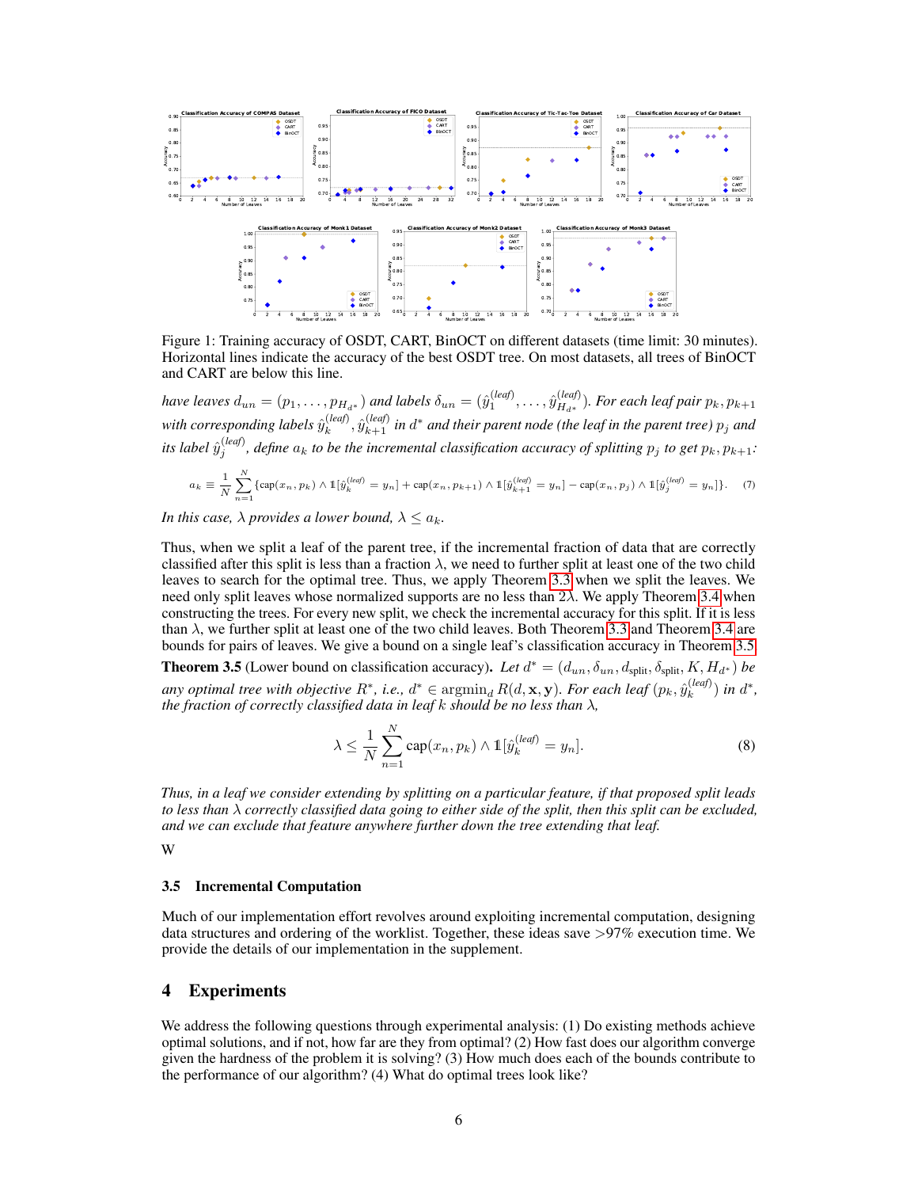Figure 1: Training accuracy of OSDT, CART, BinOCT on different datasets (time limit: 30 minutes). Horizontal lines indicate the accuracy of the best OSDT tree. On most datasets, all trees of BinOCT and CART are below this line.

*have leaves* $d_{un} = (p_1, \ldots, p_{H_{d^*}})$ *and labels* $\delta_{un} = (\hat{y}_1^{(leaf)}, \ldots, \hat{y}_{H_{d^*}}^{(leaf)})$. *For each leaf pair* $p_k, p_{k+1}$ *with corresponding labels* $\hat{y}_k^{(leaf)}, \hat{y}_{k+1}^{(leaf)}$ *in* $d^*$ *and their parent node (the leaf in the parent tree)* $p_j$ *and its label* $\hat{y}_j^{(leaf)}$, *define* $a_k$ *to be the incremental classification accuracy of splitting* $p_j$ *to get* $p_k, p_{k+1}$:

$$a_k \equiv \frac{1}{N}\sum_{n=1}^{N}\{\text{cap}(x_n, p_k) \wedge \mathbb{1}[\hat{y}_k^{(leaf)} = y_n] + \text{cap}(x_n, p_{k+1}) \wedge \mathbb{1}[\hat{y}_{k+1}^{(leaf)} = y_n] - \text{cap}(x_n, p_j) \wedge \mathbb{1}[\hat{y}_j^{(leaf)} = y_n]\}. \quad (7)$$

*In this case,* $\lambda$ *provides a lower bound,* $\lambda \leq a_k$.

Thus, when we split a leaf of the parent tree, if the incremental fraction of data that are correctly classified after this split is less than a fraction $\lambda$, we need to further split at least one of the two child leaves to search for the optimal tree. Thus, we apply Theorem 3.3 when we split the leaves. We need only split leaves whose normalized supports are no less than $2\lambda$. We apply Theorem 3.4 when constructing the trees. For every new split, we check the incremental accuracy for this split. If it is less than $\lambda$, we further split at least one of the two child leaves. Both Theorem 3.3 and Theorem 3.4 are bounds for pairs of leaves. We give a bound on a single leaf's classification accuracy in Theorem 3.5.

**Theorem 3.5** (Lower bound on classification accuracy)**.** *Let* $d^* = (d_{un}, \delta_{un}, d_{\text{split}}, \delta_{\text{split}}, K, H_{d^*})$ *be any optimal tree with objective* $R^*$, *i.e.,* $d^* \in \text{argmin}_d R(d, \mathbf{x}, \mathbf{y})$. *For each leaf* $(p_k, \hat{y}_k^{(leaf)})$ *in* $d^*$, *the fraction of correctly classified data in leaf* $k$ *should be no less than* $\lambda$,

$$\lambda \leq \frac{1}{N}\sum_{n=1}^{N} \text{cap}(x_n, p_k) \wedge \mathbb{1}[\hat{y}_k^{(leaf)} = y_n]. \quad (8)$$

*Thus, in a leaf we consider extending by splitting on a particular feature, if that proposed split leads to less than* $\lambda$ *correctly classified data going to either side of the split, then this split can be excluded, and we can exclude that feature anywhere further down the tree extending that leaf.*

W

### 3.5 Incremental Computation

Much of our implementation effort revolves around exploiting incremental computation, designing data structures and ordering of the worklist. Together, these ideas save >97% execution time. We provide the details of our implementation in the supplement.

## 4 Experiments

We address the following questions through experimental analysis: (1) Do existing methods achieve optimal solutions, and if not, how far are they from optimal? (2) How fast does our algorithm converge given the hardness of the problem it is solving? (3) How much does each of the bounds contribute to the performance of our algorithm? (4) What do optimal trees look like?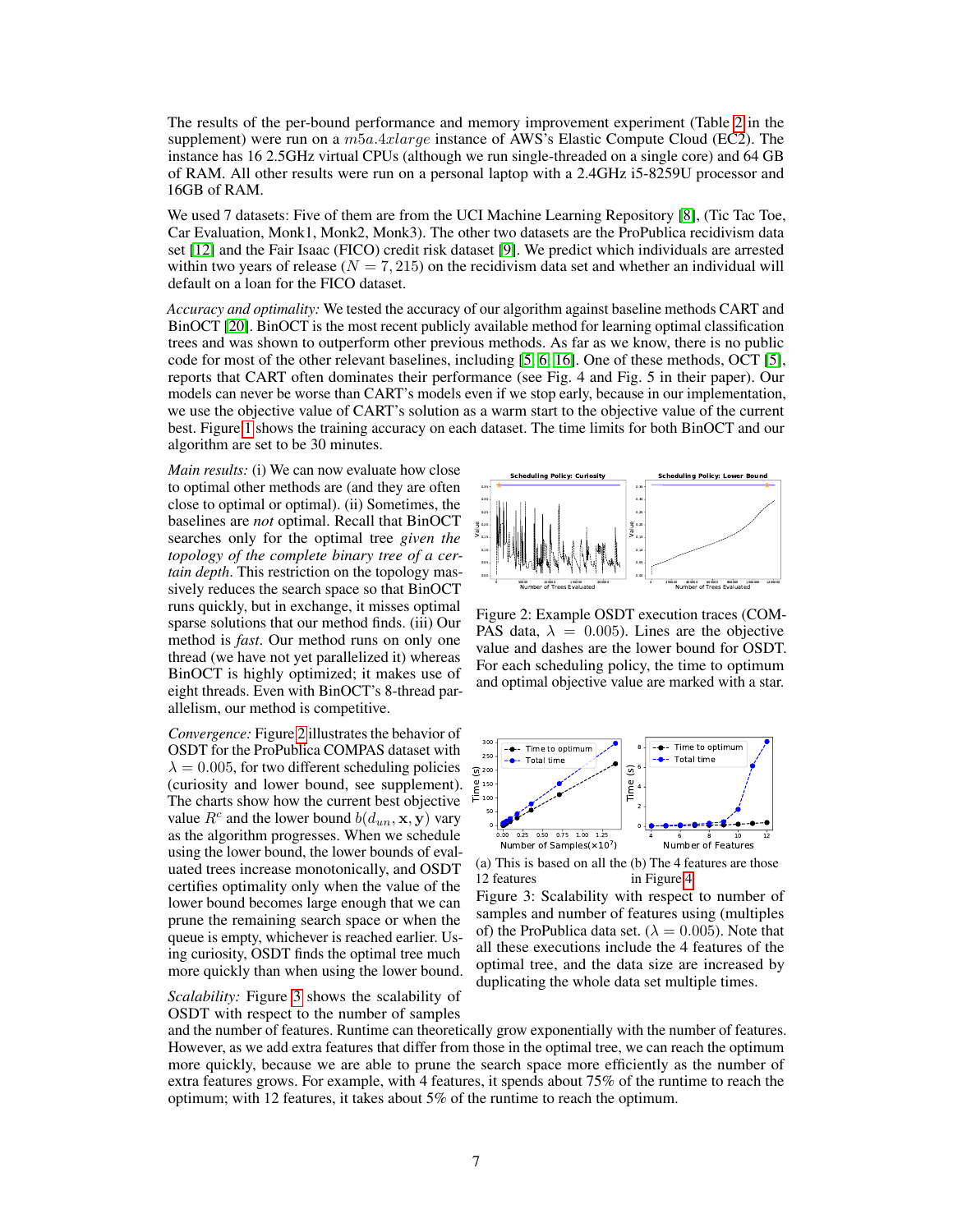The results of the per-bound performance and memory improvement experiment (Table 2 in the supplement) were run on a $m5a.4xlarge$ instance of AWS's Elastic Compute Cloud (EC2). The instance has 16 2.5GHz virtual CPUs (although we run single-threaded on a single core) and 64 GB of RAM. All other results were run on a personal laptop with a 2.4GHz i5-8259U processor and 16GB of RAM.

We used 7 datasets: Five of them are from the UCI Machine Learning Repository [8], (Tic Tac Toe, Car Evaluation, Monk1, Monk2, Monk3). The other two datasets are the ProPublica recidivism data set [12] and the Fair Isaac (FICO) credit risk dataset [9]. We predict which individuals are arrested within two years of release ($N = 7,215$) on the recidivism data set and whether an individual will default on a loan for the FICO dataset.

*Accuracy and optimality:* We tested the accuracy of our algorithm against baseline methods CART and BinOCT [20]. BinOCT is the most recent publicly available method for learning optimal classification trees and was shown to outperform other previous methods. As far as we know, there is no public code for most of the other relevant baselines, including [5, 6, 16]. One of these methods, OCT [5], reports that CART often dominates their performance (see Fig. 4 and Fig. 5 in their paper). Our models can never be worse than CART's models even if we stop early, because in our implementation, we use the objective value of CART's solution as a warm start to the objective value of the current best. Figure 1 shows the training accuracy on each dataset. The time limits for both BinOCT and our algorithm are set to be 30 minutes.

*Main results:* (i) We can now evaluate how close to optimal other methods are (and they are often close to optimal or optimal). (ii) Sometimes, the baselines are *not* optimal. Recall that BinOCT searches only for the optimal tree *given the topology of the complete binary tree of a certain depth*. This restriction on the topology massively reduces the search space so that BinOCT runs quickly, but in exchange, it misses optimal sparse solutions that our method finds. (iii) Our method is *fast*. Our method runs on only one thread (we have not yet parallelized it) whereas BinOCT is highly optimized; it makes use of eight threads. Even with BinOCT's 8-thread parallelism, our method is competitive.

Figure 2: Example OSDT execution traces (COMPAS data, $\lambda = 0.005$). Lines are the objective value and dashes are the lower bound for OSDT. For each scheduling policy, the time to optimum and optimal objective value are marked with a star.

*Convergence:* Figure 2 illustrates the behavior of OSDT for the ProPublica COMPAS dataset with $\lambda = 0.005$, for two different scheduling policies (curiosity and lower bound, see supplement). The charts show how the current best objective value $R^c$ and the lower bound $b(d_{un}, \mathbf{x}, \mathbf{y})$ vary as the algorithm progresses. When we schedule using the lower bound, the lower bounds of evaluated trees increase monotonically, and OSDT certifies optimality only when the value of the lower bound becomes large enough that we can prune the remaining search space or when the queue is empty, whichever is reached earlier. Using curiosity, OSDT finds the optimal tree much more quickly than when using the lower bound.

(a) This is based on all the 12 features (b) The 4 features are those in Figure 4

Figure 3: Scalability with respect to number of samples and number of features using (multiples of) the ProPublica data set. ($\lambda = 0.005$). Note that all these executions include the 4 features of the optimal tree, and the data size are increased by duplicating the whole data set multiple times.

*Scalability:* Figure 3 shows the scalability of OSDT with respect to the number of samples and the number of features. Runtime can theoretically grow exponentially with the number of features. However, as we add extra features that differ from those in the optimal tree, we can reach the optimum more quickly, because we are able to prune the search space more efficiently as the number of extra features grows. For example, with 4 features, it spends about 75% of the runtime to reach the optimum; with 12 features, it takes about 5% of the runtime to reach the optimum.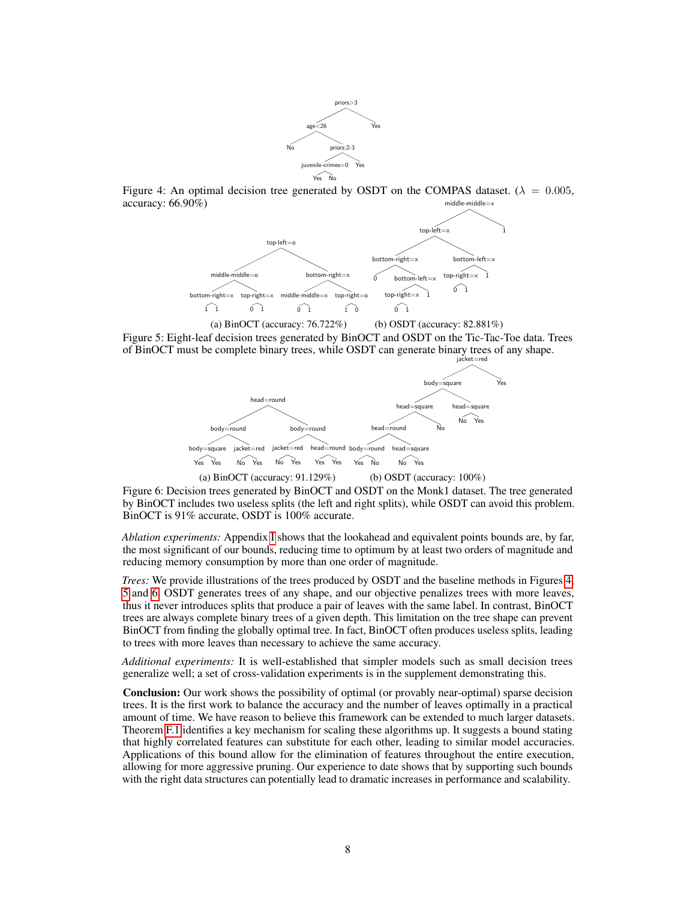Figure 4: An optimal decision tree generated by OSDT on the COMPAS dataset. ($\lambda = 0.005$, accuracy: 66.90%)

(a) BinOCT (accuracy: 76.722%) (b) OSDT (accuracy: 82.881%)

Figure 5: Eight-leaf decision trees generated by BinOCT and OSDT on the Tic-Tac-Toe data. Trees of BinOCT must be complete binary trees, while OSDT can generate binary trees of any shape.

(a) BinOCT (accuracy: 91.129%) (b) OSDT (accuracy: 100%)

Figure 6: Decision trees generated by BinOCT and OSDT on the Monk1 dataset. The tree generated by BinOCT includes two useless splits (the left and right splits), while OSDT can avoid this problem. BinOCT is 91% accurate, OSDT is 100% accurate.

*Ablation experiments:* Appendix I shows that the lookahead and equivalent points bounds are, by far, the most significant of our bounds, reducing time to optimum by at least two orders of magnitude and reducing memory consumption by more than one order of magnitude.

*Trees:* We provide illustrations of the trees produced by OSDT and the baseline methods in Figures 4, 5 and 6. OSDT generates trees of any shape, and our objective penalizes trees with more leaves, thus it never introduces splits that produce a pair of leaves with the same label. In contrast, BinOCT trees are always complete binary trees of a given depth. This limitation on the tree shape can prevent BinOCT from finding the globally optimal tree. In fact, BinOCT often produces useless splits, leading to trees with more leaves than necessary to achieve the same accuracy.

*Additional experiments:* It is well-established that simpler models such as small decision trees generalize well; a set of cross-validation experiments is in the supplement demonstrating this.

**Conclusion:** Our work shows the possibility of optimal (or provably near-optimal) sparse decision trees. It is the first work to balance the accuracy and the number of leaves optimally in a practical amount of time. We have reason to believe this framework can be extended to much larger datasets. Theorem F.1 identifies a key mechanism for scaling these algorithms up. It suggests a bound stating that highly correlated features can substitute for each other, leading to similar model accuracies. Applications of this bound allow for the elimination of features throughout the entire execution, allowing for more aggressive pruning. Our experience to date shows that by supporting such bounds with the right data structures can potentially lead to dramatic increases in performance and scalability.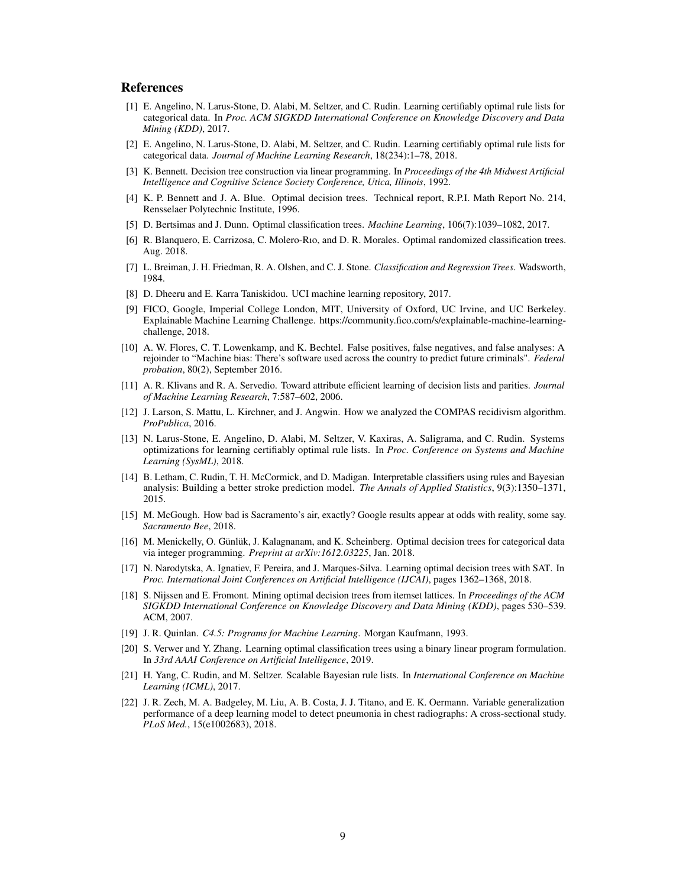## References

[1] E. Angelino, N. Larus-Stone, D. Alabi, M. Seltzer, and C. Rudin. Learning certifiably optimal rule lists for categorical data. In *Proc. ACM SIGKDD International Conference on Knowledge Discovery and Data Mining (KDD)*, 2017.

[2] E. Angelino, N. Larus-Stone, D. Alabi, M. Seltzer, and C. Rudin. Learning certifiably optimal rule lists for categorical data. *Journal of Machine Learning Research*, 18(234):1–78, 2018.

[3] K. Bennett. Decision tree construction via linear programming. In *Proceedings of the 4th Midwest Artificial Intelligence and Cognitive Science Society Conference, Utica, Illinois*, 1992.

[4] K. P. Bennett and J. A. Blue. Optimal decision trees. Technical report, R.P.I. Math Report No. 214, Rensselaer Polytechnic Institute, 1996.

[5] D. Bertsimas and J. Dunn. Optimal classification trees. *Machine Learning*, 106(7):1039–1082, 2017.

[6] R. Blanquero, E. Carrizosa, C. Molero-Rıo, and D. R. Morales. Optimal randomized classification trees. Aug. 2018.

[7] L. Breiman, J. H. Friedman, R. A. Olshen, and C. J. Stone. *Classification and Regression Trees*. Wadsworth, 1984.

[8] D. Dheeru and E. Karra Taniskidou. UCI machine learning repository, 2017.

[9] FICO, Google, Imperial College London, MIT, University of Oxford, UC Irvine, and UC Berkeley. Explainable Machine Learning Challenge. https://community.fico.com/s/explainable-machine-learning-challenge, 2018.

[10] A. W. Flores, C. T. Lowenkamp, and K. Bechtel. False positives, false negatives, and false analyses: A rejoinder to "Machine bias: There's software used across the country to predict future criminals". *Federal probation*, 80(2), September 2016.

[11] A. R. Klivans and R. A. Servedio. Toward attribute efficient learning of decision lists and parities. *Journal of Machine Learning Research*, 7:587–602, 2006.

[12] J. Larson, S. Mattu, L. Kirchner, and J. Angwin. How we analyzed the COMPAS recidivism algorithm. *ProPublica*, 2016.

[13] N. Larus-Stone, E. Angelino, D. Alabi, M. Seltzer, V. Kaxiras, A. Saligrama, and C. Rudin. Systems optimizations for learning certifiably optimal rule lists. In *Proc. Conference on Systems and Machine Learning (SysML)*, 2018.

[14] B. Letham, C. Rudin, T. H. McCormick, and D. Madigan. Interpretable classifiers using rules and Bayesian analysis: Building a better stroke prediction model. *The Annals of Applied Statistics*, 9(3):1350–1371, 2015.

[15] M. McGough. How bad is Sacramento's air, exactly? Google results appear at odds with reality, some say. *Sacramento Bee*, 2018.

[16] M. Menickelly, O. Günlük, J. Kalagnanam, and K. Scheinberg. Optimal decision trees for categorical data via integer programming. *Preprint at arXiv:1612.03225*, Jan. 2018.

[17] N. Narodytska, A. Ignatiev, F. Pereira, and J. Marques-Silva. Learning optimal decision trees with SAT. In *Proc. International Joint Conferences on Artificial Intelligence (IJCAI)*, pages 1362–1368, 2018.

[18] S. Nijssen and E. Fromont. Mining optimal decision trees from itemset lattices. In *Proceedings of the ACM SIGKDD International Conference on Knowledge Discovery and Data Mining (KDD)*, pages 530–539. ACM, 2007.

[19] J. R. Quinlan. *C4.5: Programs for Machine Learning*. Morgan Kaufmann, 1993.

[20] S. Verwer and Y. Zhang. Learning optimal classification trees using a binary linear program formulation. In *33rd AAAI Conference on Artificial Intelligence*, 2019.

[21] H. Yang, C. Rudin, and M. Seltzer. Scalable Bayesian rule lists. In *International Conference on Machine Learning (ICML)*, 2017.

[22] J. R. Zech, M. A. Badgeley, M. Liu, A. B. Costa, J. J. Titano, and E. K. Oermann. Variable generalization performance of a deep learning model to detect pneumonia in chest radiographs: A cross-sectional study. *PLoS Med.*, 15(e1002683), 2018.